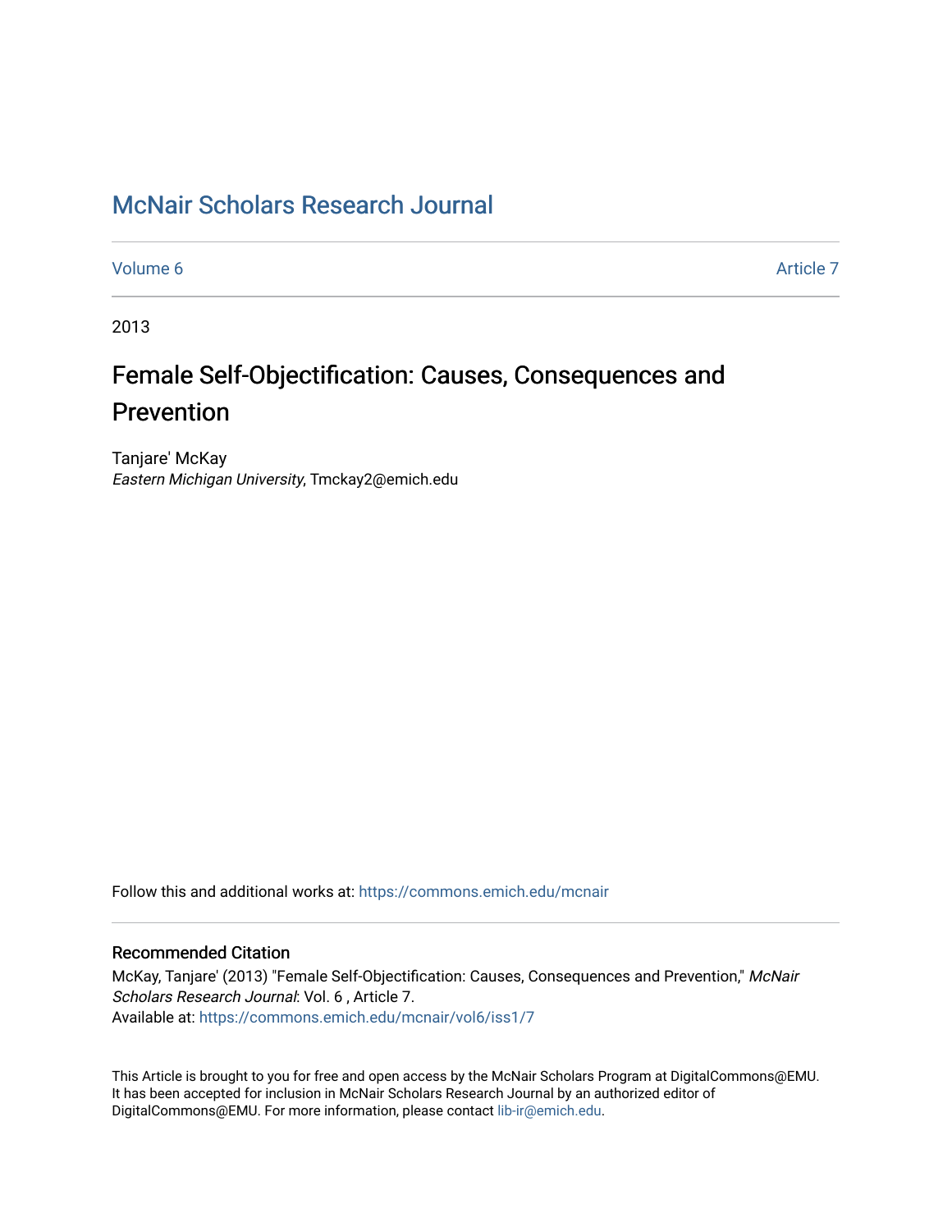# McNair Scholars Research Journal

Volume 6 | Article 7

2013

## Female Self-Objectification: Causes, Consequences and Prevention

Tanjare' McKay
*Eastern Michigan University*, Tmckay2@emich.edu

Follow this and additional works at: https://commons.emich.edu/mcnair

### Recommended Citation

McKay, Tanjare' (2013) "Female Self-Objectification: Causes, Consequences and Prevention," *McNair Scholars Research Journal*: Vol. 6 , Article 7.
Available at: https://commons.emich.edu/mcnair/vol6/iss1/7

This Article is brought to you for free and open access by the McNair Scholars Program at DigitalCommons@EMU. It has been accepted for inclusion in McNair Scholars Research Journal by an authorized editor of DigitalCommons@EMU. For more information, please contact lib-ir@emich.edu.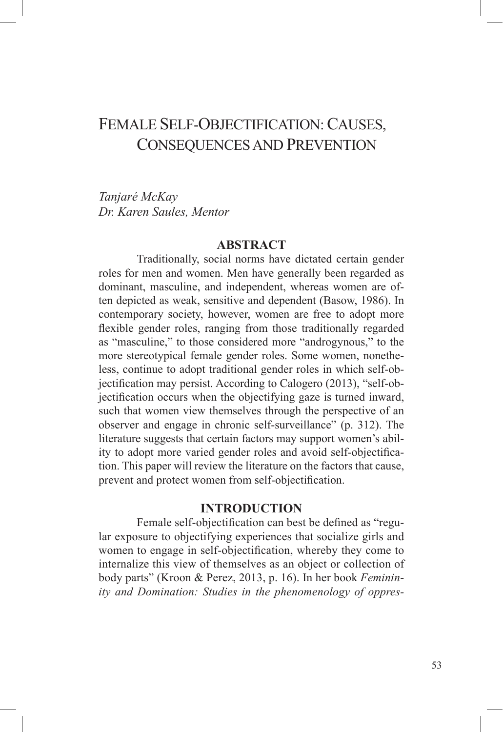# Female Self-Objectification: Causes, Consequences and Prevention

*Tanjaré McKay*
*Dr. Karen Saules, Mentor*

## ABSTRACT

Traditionally, social norms have dictated certain gender roles for men and women. Men have generally been regarded as dominant, masculine, and independent, whereas women are often depicted as weak, sensitive and dependent (Basow, 1986). In contemporary society, however, women are free to adopt more flexible gender roles, ranging from those traditionally regarded as "masculine," to those considered more "androgynous," to the more stereotypical female gender roles. Some women, nonetheless, continue to adopt traditional gender roles in which self-objectification may persist. According to Calogero (2013), "self-objectification occurs when the objectifying gaze is turned inward, such that women view themselves through the perspective of an observer and engage in chronic self-surveillance" (p. 312). The literature suggests that certain factors may support women's ability to adopt more varied gender roles and avoid self-objectification. This paper will review the literature on the factors that cause, prevent and protect women from self-objectification.

## INTRODUCTION

Female self-objectification can best be defined as "regular exposure to objectifying experiences that socialize girls and women to engage in self-objectification, whereby they come to internalize this view of themselves as an object or collection of body parts" (Kroon & Perez, 2013, p. 16). In her book *Femininity and Domination: Studies in the phenomenology of oppres-*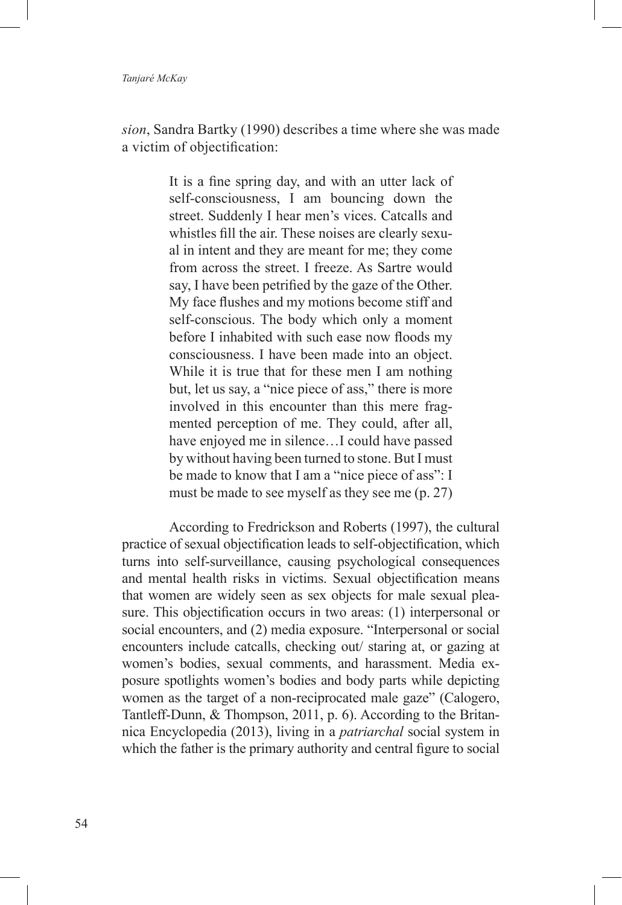*sion*, Sandra Bartky (1990) describes a time where she was made a victim of objectification:

> It is a fine spring day, and with an utter lack of self-consciousness, I am bouncing down the street. Suddenly I hear men's vices. Catcalls and whistles fill the air. These noises are clearly sexual in intent and they are meant for me; they come from across the street. I freeze. As Sartre would say, I have been petrified by the gaze of the Other. My face flushes and my motions become stiff and self-conscious. The body which only a moment before I inhabited with such ease now floods my consciousness. I have been made into an object. While it is true that for these men I am nothing but, let us say, a "nice piece of ass," there is more involved in this encounter than this mere fragmented perception of me. They could, after all, have enjoyed me in silence…I could have passed by without having been turned to stone. But I must be made to know that I am a "nice piece of ass": I must be made to see myself as they see me (p. 27)

According to Fredrickson and Roberts (1997), the cultural practice of sexual objectification leads to self-objectification, which turns into self-surveillance, causing psychological consequences and mental health risks in victims. Sexual objectification means that women are widely seen as sex objects for male sexual pleasure. This objectification occurs in two areas: (1) interpersonal or social encounters, and (2) media exposure. "Interpersonal or social encounters include catcalls, checking out/ staring at, or gazing at women's bodies, sexual comments, and harassment. Media exposure spotlights women's bodies and body parts while depicting women as the target of a non-reciprocated male gaze" (Calogero, Tantleff-Dunn, & Thompson, 2011, p. 6). According to the Britannica Encyclopedia (2013), living in a *patriarchal* social system in which the father is the primary authority and central figure to social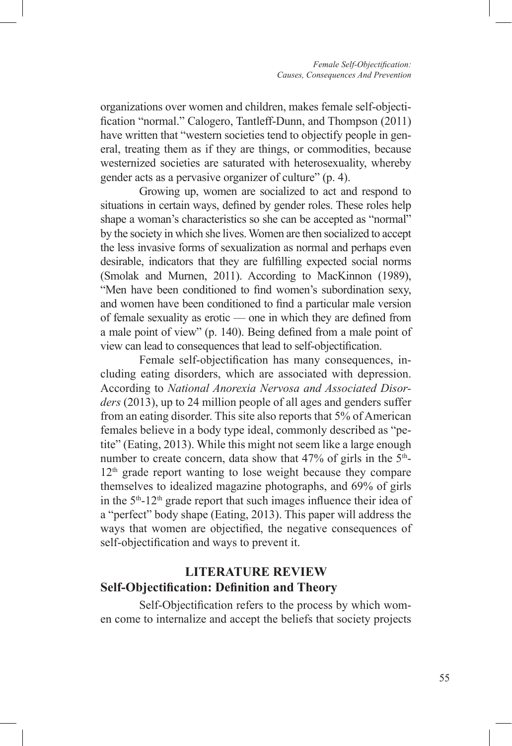organizations over women and children, makes female self-objectification "normal." Calogero, Tantleff-Dunn, and Thompson (2011) have written that "western societies tend to objectify people in general, treating them as if they are things, or commodities, because westernized societies are saturated with heterosexuality, whereby gender acts as a pervasive organizer of culture" (p. 4).

Growing up, women are socialized to act and respond to situations in certain ways, defined by gender roles. These roles help shape a woman's characteristics so she can be accepted as "normal" by the society in which she lives. Women are then socialized to accept the less invasive forms of sexualization as normal and perhaps even desirable, indicators that they are fulfilling expected social norms (Smolak and Murnen, 2011). According to MacKinnon (1989), "Men have been conditioned to find women's subordination sexy, and women have been conditioned to find a particular male version of female sexuality as erotic — one in which they are defined from a male point of view" (p. 140). Being defined from a male point of view can lead to consequences that lead to self-objectification.

Female self-objectification has many consequences, including eating disorders, which are associated with depression. According to *National Anorexia Nervosa and Associated Disorders* (2013), up to 24 million people of all ages and genders suffer from an eating disorder. This site also reports that 5% of American females believe in a body type ideal, commonly described as "petite" (Eating, 2013). While this might not seem like a large enough number to create concern, data show that 47% of girls in the 5th-12th grade report wanting to lose weight because they compare themselves to idealized magazine photographs, and 69% of girls in the 5th-12th grade report that such images influence their idea of a "perfect" body shape (Eating, 2013). This paper will address the ways that women are objectified, the negative consequences of self-objectification and ways to prevent it.

## LITERATURE REVIEW

### Self-Objectification: Definition and Theory

Self-Objectification refers to the process by which women come to internalize and accept the beliefs that society projects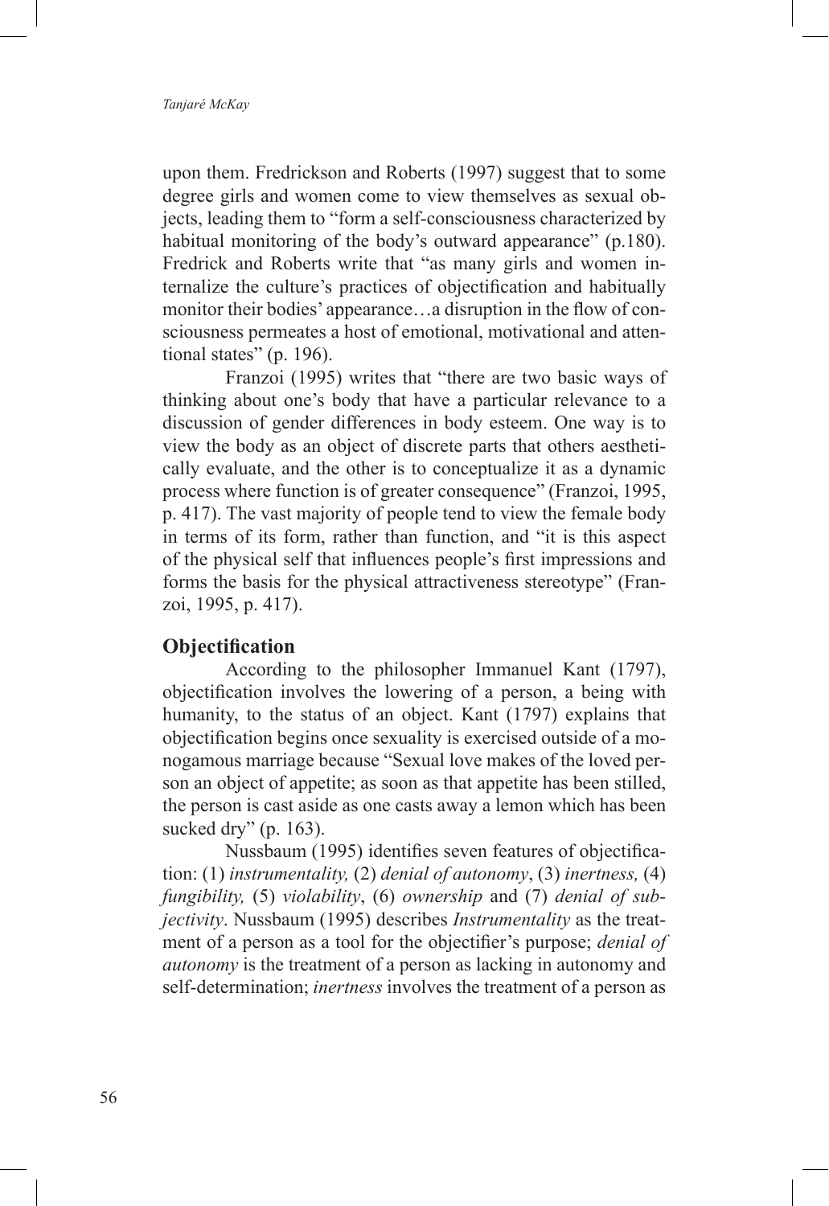upon them. Fredrickson and Roberts (1997) suggest that to some degree girls and women come to view themselves as sexual objects, leading them to "form a self-consciousness characterized by habitual monitoring of the body's outward appearance" (p.180). Fredrick and Roberts write that "as many girls and women internalize the culture's practices of objectification and habitually monitor their bodies' appearance…a disruption in the flow of consciousness permeates a host of emotional, motivational and attentional states" (p. 196).

Franzoi (1995) writes that "there are two basic ways of thinking about one's body that have a particular relevance to a discussion of gender differences in body esteem. One way is to view the body as an object of discrete parts that others aesthetically evaluate, and the other is to conceptualize it as a dynamic process where function is of greater consequence" (Franzoi, 1995, p. 417). The vast majority of people tend to view the female body in terms of its form, rather than function, and "it is this aspect of the physical self that influences people's first impressions and forms the basis for the physical attractiveness stereotype" (Franzoi, 1995, p. 417).

## Objectification

According to the philosopher Immanuel Kant (1797), objectification involves the lowering of a person, a being with humanity, to the status of an object. Kant (1797) explains that objectification begins once sexuality is exercised outside of a monogamous marriage because "Sexual love makes of the loved person an object of appetite; as soon as that appetite has been stilled, the person is cast aside as one casts away a lemon which has been sucked dry" (p. 163).

Nussbaum (1995) identifies seven features of objectification: (1) *instrumentality,* (2) *denial of autonomy*, (3) *inertness,* (4) *fungibility,* (5) *violability*, (6) *ownership* and (7) *denial of subjectivity*. Nussbaum (1995) describes *Instrumentality* as the treatment of a person as a tool for the objectifier's purpose; *denial of autonomy* is the treatment of a person as lacking in autonomy and self-determination; *inertness* involves the treatment of a person as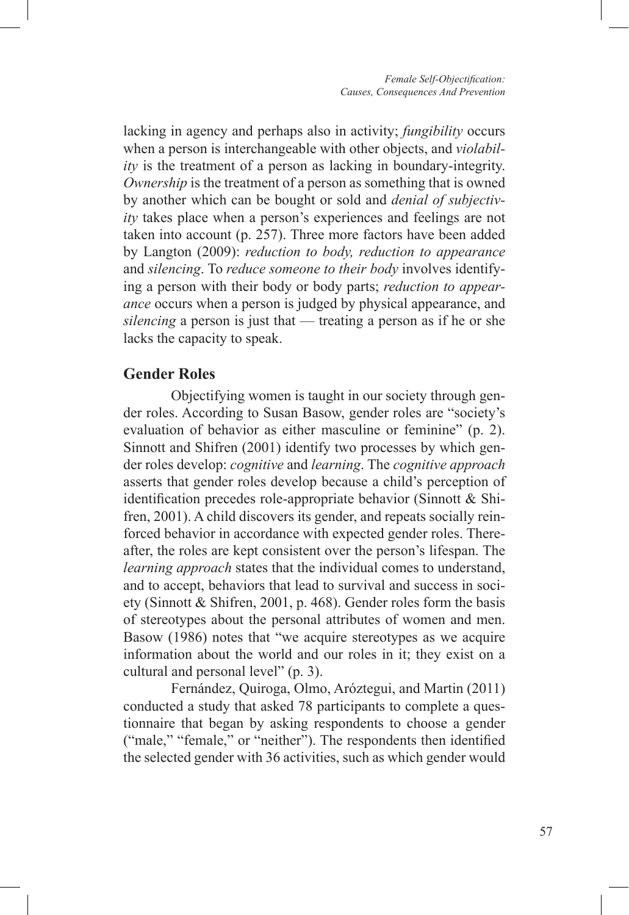lacking in agency and perhaps also in activity; *fungibility* occurs when a person is interchangeable with other objects, and *violability* is the treatment of a person as lacking in boundary-integrity. *Ownership* is the treatment of a person as something that is owned by another which can be bought or sold and *denial of subjectivity* takes place when a person's experiences and feelings are not taken into account (p. 257). Three more factors have been added by Langton (2009): *reduction to body, reduction to appearance* and *silencing*. To *reduce someone to their body* involves identifying a person with their body or body parts; *reduction to appearance* occurs when a person is judged by physical appearance, and *silencing* a person is just that — treating a person as if he or she lacks the capacity to speak.

## Gender Roles

Objectifying women is taught in our society through gender roles. According to Susan Basow, gender roles are "society's evaluation of behavior as either masculine or feminine" (p. 2). Sinnott and Shifren (2001) identify two processes by which gender roles develop: *cognitive* and *learning*. The *cognitive approach* asserts that gender roles develop because a child's perception of identification precedes role-appropriate behavior (Sinnott & Shifren, 2001). A child discovers its gender, and repeats socially reinforced behavior in accordance with expected gender roles. Thereafter, the roles are kept consistent over the person's lifespan. The *learning approach* states that the individual comes to understand, and to accept, behaviors that lead to survival and success in society (Sinnott & Shifren, 2001, p. 468). Gender roles form the basis of stereotypes about the personal attributes of women and men. Basow (1986) notes that "we acquire stereotypes as we acquire information about the world and our roles in it; they exist on a cultural and personal level" (p. 3).

Fernández, Quiroga, Olmo, Aróztegui, and Martin (2011) conducted a study that asked 78 participants to complete a questionnaire that began by asking respondents to choose a gender ("male," "female," or "neither"). The respondents then identified the selected gender with 36 activities, such as which gender would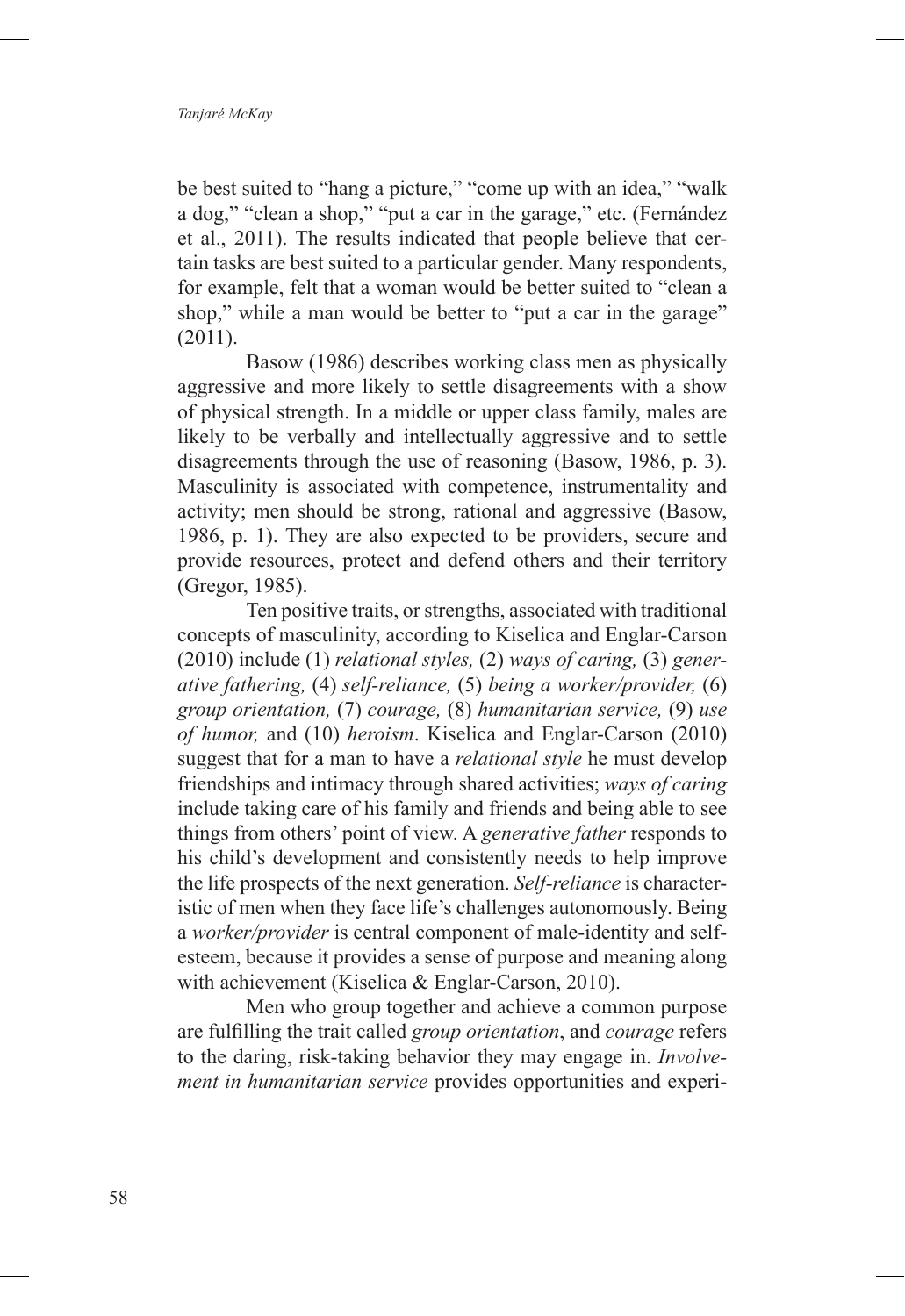be best suited to "hang a picture," "come up with an idea," "walk a dog," "clean a shop," "put a car in the garage," etc. (Fernández et al., 2011). The results indicated that people believe that certain tasks are best suited to a particular gender. Many respondents, for example, felt that a woman would be better suited to "clean a shop," while a man would be better to "put a car in the garage" (2011).

Basow (1986) describes working class men as physically aggressive and more likely to settle disagreements with a show of physical strength. In a middle or upper class family, males are likely to be verbally and intellectually aggressive and to settle disagreements through the use of reasoning (Basow, 1986, p. 3). Masculinity is associated with competence, instrumentality and activity; men should be strong, rational and aggressive (Basow, 1986, p. 1). They are also expected to be providers, secure and provide resources, protect and defend others and their territory (Gregor, 1985).

Ten positive traits, or strengths, associated with traditional concepts of masculinity, according to Kiselica and Englar-Carson (2010) include (1) *relational styles,* (2) *ways of caring,* (3) *generative fathering,* (4) *self-reliance,* (5) *being a worker/provider,* (6) *group orientation,* (7) *courage,* (8) *humanitarian service,* (9) *use of humor,* and (10) *heroism*. Kiselica and Englar-Carson (2010) suggest that for a man to have a *relational style* he must develop friendships and intimacy through shared activities; *ways of caring* include taking care of his family and friends and being able to see things from others' point of view. A *generative father* responds to his child's development and consistently needs to help improve the life prospects of the next generation. *Self-reliance* is characteristic of men when they face life's challenges autonomously. Being a *worker/provider* is central component of male-identity and self-esteem, because it provides a sense of purpose and meaning along with achievement (Kiselica & Englar-Carson, 2010).

Men who group together and achieve a common purpose are fulfilling the trait called *group orientation*, and *courage* refers to the daring, risk-taking behavior they may engage in. *Involvement in humanitarian service* provides opportunities and experi-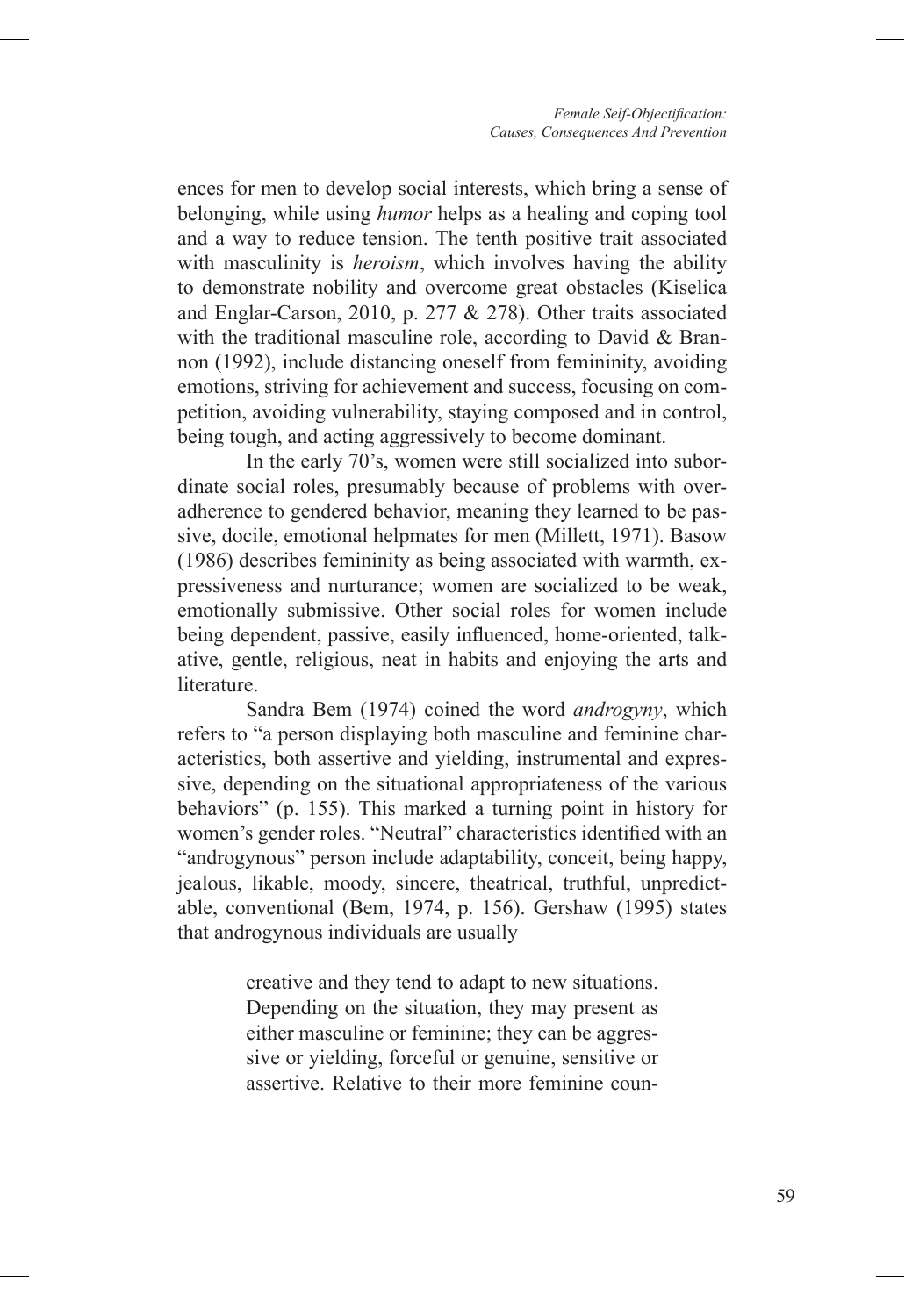ences for men to develop social interests, which bring a sense of belonging, while using *humor* helps as a healing and coping tool and a way to reduce tension. The tenth positive trait associated with masculinity is *heroism*, which involves having the ability to demonstrate nobility and overcome great obstacles (Kiselica and Englar-Carson, 2010, p. 277 & 278). Other traits associated with the traditional masculine role, according to David & Brannon (1992), include distancing oneself from femininity, avoiding emotions, striving for achievement and success, focusing on competition, avoiding vulnerability, staying composed and in control, being tough, and acting aggressively to become dominant.

In the early 70's, women were still socialized into subordinate social roles, presumably because of problems with overadherence to gendered behavior, meaning they learned to be passive, docile, emotional helpmates for men (Millett, 1971). Basow (1986) describes femininity as being associated with warmth, expressiveness and nurturance; women are socialized to be weak, emotionally submissive. Other social roles for women include being dependent, passive, easily influenced, home-oriented, talkative, gentle, religious, neat in habits and enjoying the arts and literature.

Sandra Bem (1974) coined the word *androgyny*, which refers to "a person displaying both masculine and feminine characteristics, both assertive and yielding, instrumental and expressive, depending on the situational appropriateness of the various behaviors" (p. 155). This marked a turning point in history for women's gender roles. "Neutral" characteristics identified with an "androgynous" person include adaptability, conceit, being happy, jealous, likable, moody, sincere, theatrical, truthful, unpredictable, conventional (Bem, 1974, p. 156). Gershaw (1995) states that androgynous individuals are usually

> creative and they tend to adapt to new situations. Depending on the situation, they may present as either masculine or feminine; they can be aggressive or yielding, forceful or genuine, sensitive or assertive. Relative to their more feminine coun-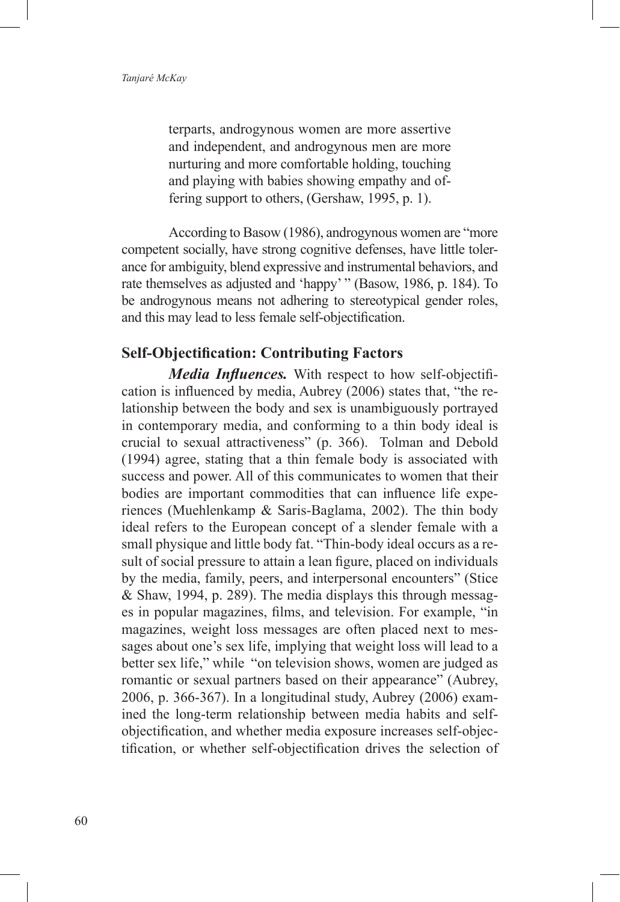> terparts, androgynous women are more assertive and independent, and androgynous men are more nurturing and more comfortable holding, touching and playing with babies showing empathy and offering support to others, (Gershaw, 1995, p. 1).

According to Basow (1986), androgynous women are "more competent socially, have strong cognitive defenses, have little tolerance for ambiguity, blend expressive and instrumental behaviors, and rate themselves as adjusted and 'happy' " (Basow, 1986, p. 184). To be androgynous means not adhering to stereotypical gender roles, and this may lead to less female self-objectification.

## Self-Objectification: Contributing Factors

***Media Influences.*** With respect to how self-objectification is influenced by media, Aubrey (2006) states that, "the relationship between the body and sex is unambiguously portrayed in contemporary media, and conforming to a thin body ideal is crucial to sexual attractiveness" (p. 366). Tolman and Debold (1994) agree, stating that a thin female body is associated with success and power. All of this communicates to women that their bodies are important commodities that can influence life experiences (Muehlenkamp & Saris-Baglama, 2002). The thin body ideal refers to the European concept of a slender female with a small physique and little body fat. "Thin-body ideal occurs as a result of social pressure to attain a lean figure, placed on individuals by the media, family, peers, and interpersonal encounters" (Stice & Shaw, 1994, p. 289). The media displays this through messages in popular magazines, films, and television. For example, "in magazines, weight loss messages are often placed next to messages about one's sex life, implying that weight loss will lead to a better sex life," while "on television shows, women are judged as romantic or sexual partners based on their appearance" (Aubrey, 2006, p. 366-367). In a longitudinal study, Aubrey (2006) examined the long-term relationship between media habits and self-objectification, and whether media exposure increases self-objectification, or whether self-objectification drives the selection of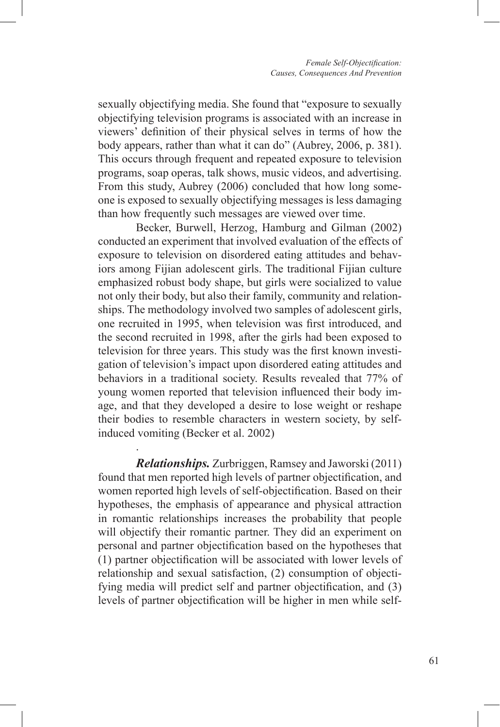sexually objectifying media. She found that "exposure to sexually objectifying television programs is associated with an increase in viewers' definition of their physical selves in terms of how the body appears, rather than what it can do" (Aubrey, 2006, p. 381). This occurs through frequent and repeated exposure to television programs, soap operas, talk shows, music videos, and advertising. From this study, Aubrey (2006) concluded that how long someone is exposed to sexually objectifying messages is less damaging than how frequently such messages are viewed over time.

Becker, Burwell, Herzog, Hamburg and Gilman (2002) conducted an experiment that involved evaluation of the effects of exposure to television on disordered eating attitudes and behaviors among Fijian adolescent girls. The traditional Fijian culture emphasized robust body shape, but girls were socialized to value not only their body, but also their family, community and relationships. The methodology involved two samples of adolescent girls, one recruited in 1995, when television was first introduced, and the second recruited in 1998, after the girls had been exposed to television for three years. This study was the first known investigation of television's impact upon disordered eating attitudes and behaviors in a traditional society. Results revealed that 77% of young women reported that television influenced their body image, and that they developed a desire to lose weight or reshape their bodies to resemble characters in western society, by self-induced vomiting (Becker et al. 2002)

.

***Relationships.*** Zurbriggen, Ramsey and Jaworski (2011) found that men reported high levels of partner objectification, and women reported high levels of self-objectification. Based on their hypotheses, the emphasis of appearance and physical attraction in romantic relationships increases the probability that people will objectify their romantic partner. They did an experiment on personal and partner objectification based on the hypotheses that (1) partner objectification will be associated with lower levels of relationship and sexual satisfaction, (2) consumption of objectifying media will predict self and partner objectification, and (3) levels of partner objectification will be higher in men while self-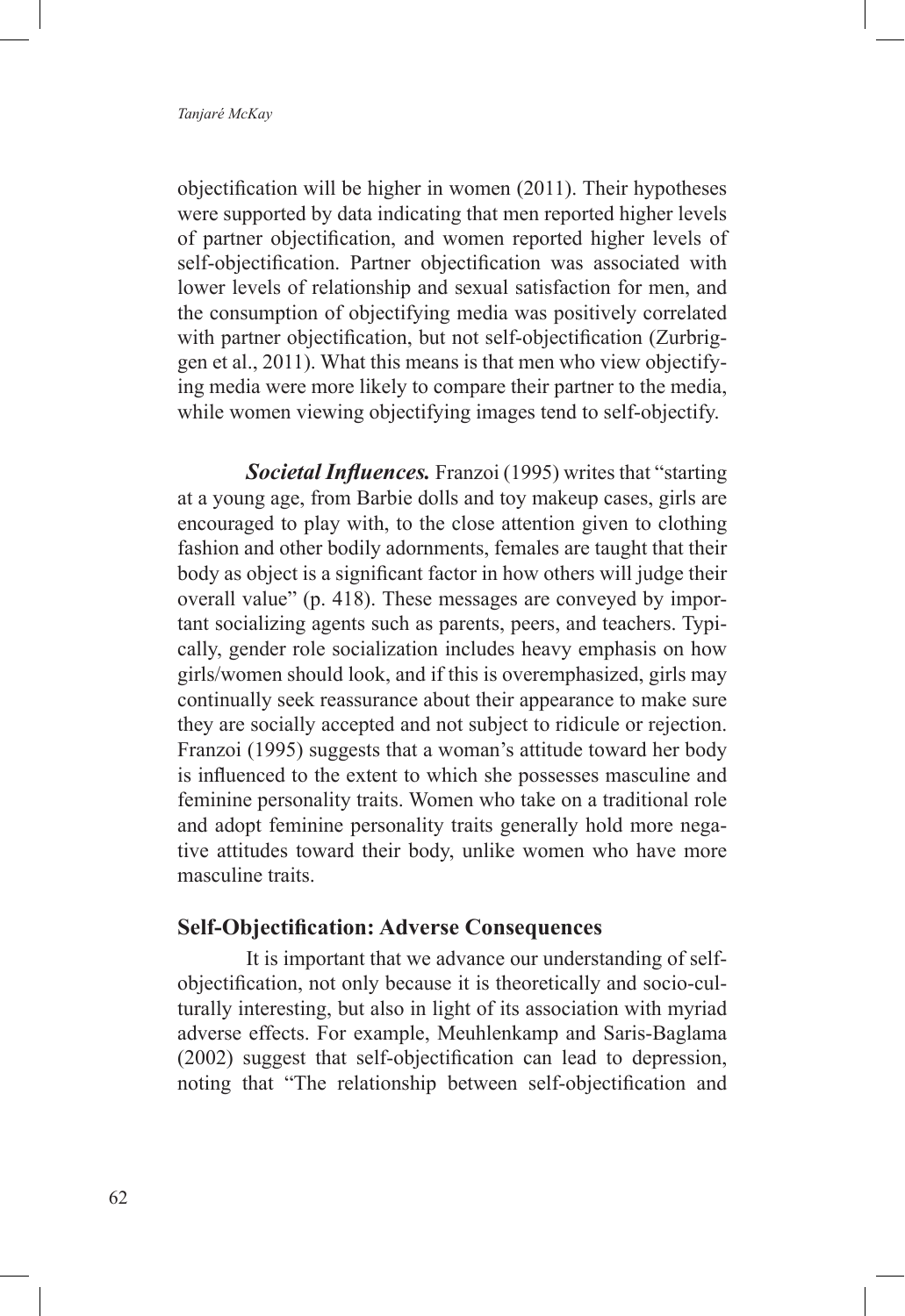objectification will be higher in women (2011). Their hypotheses were supported by data indicating that men reported higher levels of partner objectification, and women reported higher levels of self-objectification. Partner objectification was associated with lower levels of relationship and sexual satisfaction for men, and the consumption of objectifying media was positively correlated with partner objectification, but not self-objectification (Zurbriggen et al., 2011). What this means is that men who view objectifying media were more likely to compare their partner to the media, while women viewing objectifying images tend to self-objectify.

***Societal Influences.*** Franzoi (1995) writes that "starting at a young age, from Barbie dolls and toy makeup cases, girls are encouraged to play with, to the close attention given to clothing fashion and other bodily adornments, females are taught that their body as object is a significant factor in how others will judge their overall value" (p. 418). These messages are conveyed by important socializing agents such as parents, peers, and teachers. Typically, gender role socialization includes heavy emphasis on how girls/women should look, and if this is overemphasized, girls may continually seek reassurance about their appearance to make sure they are socially accepted and not subject to ridicule or rejection. Franzoi (1995) suggests that a woman's attitude toward her body is influenced to the extent to which she possesses masculine and feminine personality traits. Women who take on a traditional role and adopt feminine personality traits generally hold more negative attitudes toward their body, unlike women who have more masculine traits.

## Self-Objectification: Adverse Consequences

It is important that we advance our understanding of self-objectification, not only because it is theoretically and socio-culturally interesting, but also in light of its association with myriad adverse effects. For example, Meuhlenkamp and Saris-Baglama (2002) suggest that self-objectification can lead to depression, noting that "The relationship between self-objectification and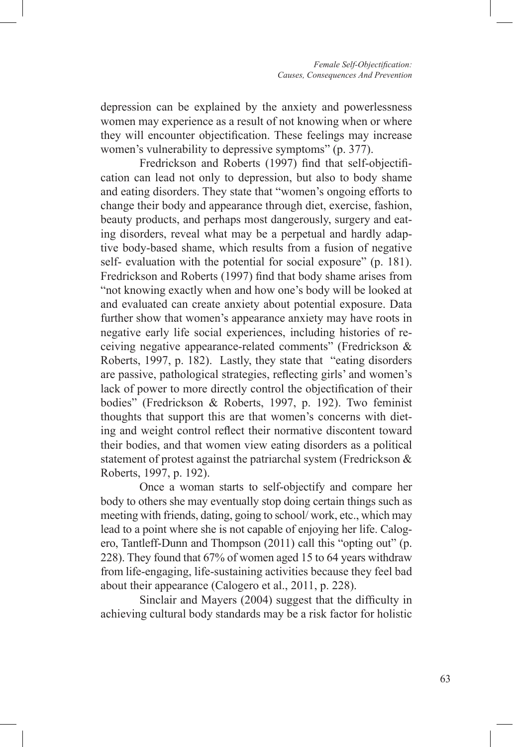depression can be explained by the anxiety and powerlessness women may experience as a result of not knowing when or where they will encounter objectification. These feelings may increase women's vulnerability to depressive symptoms" (p. 377).

Fredrickson and Roberts (1997) find that self-objectification can lead not only to depression, but also to body shame and eating disorders. They state that "women's ongoing efforts to change their body and appearance through diet, exercise, fashion, beauty products, and perhaps most dangerously, surgery and eating disorders, reveal what may be a perpetual and hardly adaptive body-based shame, which results from a fusion of negative self- evaluation with the potential for social exposure" (p. 181). Fredrickson and Roberts (1997) find that body shame arises from "not knowing exactly when and how one's body will be looked at and evaluated can create anxiety about potential exposure. Data further show that women's appearance anxiety may have roots in negative early life social experiences, including histories of receiving negative appearance-related comments" (Fredrickson & Roberts, 1997, p. 182). Lastly, they state that "eating disorders are passive, pathological strategies, reflecting girls' and women's lack of power to more directly control the objectification of their bodies" (Fredrickson & Roberts, 1997, p. 192). Two feminist thoughts that support this are that women's concerns with dieting and weight control reflect their normative discontent toward their bodies, and that women view eating disorders as a political statement of protest against the patriarchal system (Fredrickson & Roberts, 1997, p. 192).

Once a woman starts to self-objectify and compare her body to others she may eventually stop doing certain things such as meeting with friends, dating, going to school/ work, etc., which may lead to a point where she is not capable of enjoying her life. Calogero, Tantleff-Dunn and Thompson (2011) call this "opting out" (p. 228). They found that 67% of women aged 15 to 64 years withdraw from life-engaging, life-sustaining activities because they feel bad about their appearance (Calogero et al., 2011, p. 228).

Sinclair and Mayers (2004) suggest that the difficulty in achieving cultural body standards may be a risk factor for holistic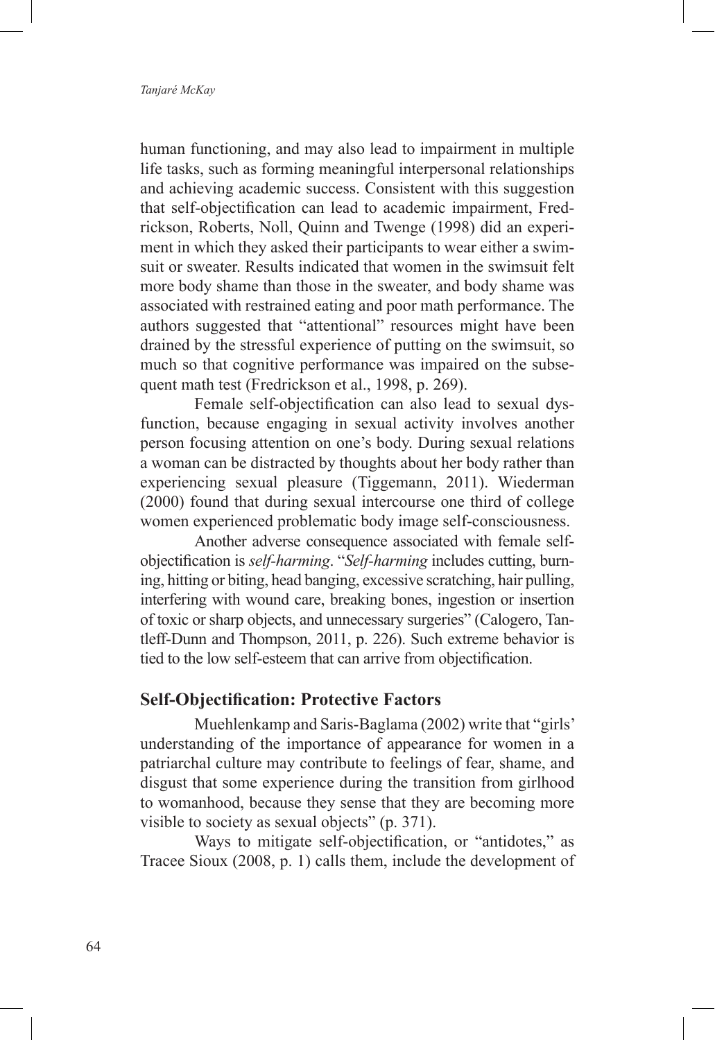human functioning, and may also lead to impairment in multiple life tasks, such as forming meaningful interpersonal relationships and achieving academic success. Consistent with this suggestion that self-objectification can lead to academic impairment, Fredrickson, Roberts, Noll, Quinn and Twenge (1998) did an experiment in which they asked their participants to wear either a swimsuit or sweater. Results indicated that women in the swimsuit felt more body shame than those in the sweater, and body shame was associated with restrained eating and poor math performance. The authors suggested that "attentional" resources might have been drained by the stressful experience of putting on the swimsuit, so much so that cognitive performance was impaired on the subsequent math test (Fredrickson et al., 1998, p. 269).

Female self-objectification can also lead to sexual dysfunction, because engaging in sexual activity involves another person focusing attention on one's body. During sexual relations a woman can be distracted by thoughts about her body rather than experiencing sexual pleasure (Tiggemann, 2011). Wiederman (2000) found that during sexual intercourse one third of college women experienced problematic body image self-consciousness.

Another adverse consequence associated with female self-objectification is *self-harming*. "*Self-harming* includes cutting, burning, hitting or biting, head banging, excessive scratching, hair pulling, interfering with wound care, breaking bones, ingestion or insertion of toxic or sharp objects, and unnecessary surgeries" (Calogero, Tantleff-Dunn and Thompson, 2011, p. 226). Such extreme behavior is tied to the low self-esteem that can arrive from objectification.

## Self-Objectification: Protective Factors

Muehlenkamp and Saris-Baglama (2002) write that "girls' understanding of the importance of appearance for women in a patriarchal culture may contribute to feelings of fear, shame, and disgust that some experience during the transition from girlhood to womanhood, because they sense that they are becoming more visible to society as sexual objects" (p. 371).

Ways to mitigate self-objectification, or "antidotes," as Tracee Sioux (2008, p. 1) calls them, include the development of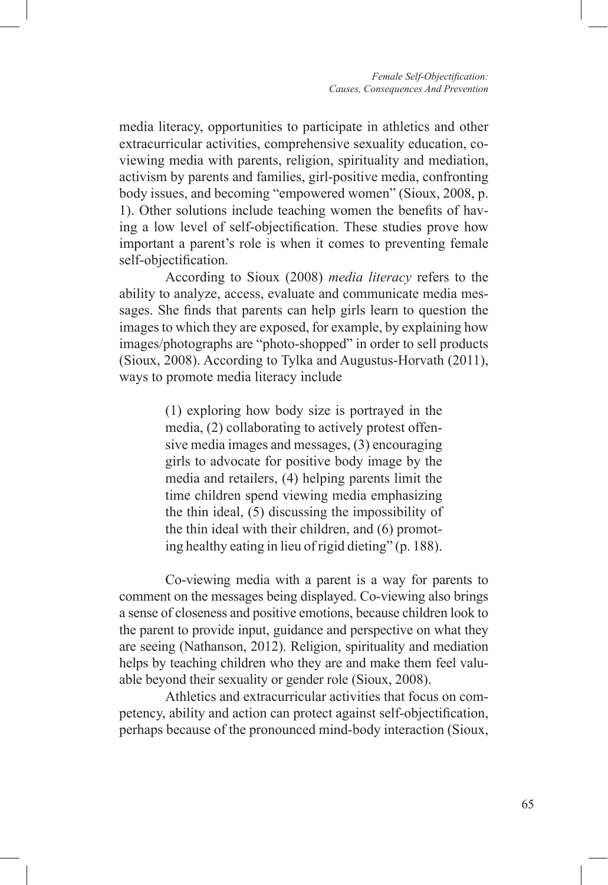media literacy, opportunities to participate in athletics and other extracurricular activities, comprehensive sexuality education, co-viewing media with parents, religion, spirituality and mediation, activism by parents and families, girl-positive media, confronting body issues, and becoming "empowered women" (Sioux, 2008, p. 1). Other solutions include teaching women the benefits of having a low level of self-objectification. These studies prove how important a parent's role is when it comes to preventing female self-objectification.

According to Sioux (2008) *media literacy* refers to the ability to analyze, access, evaluate and communicate media messages. She finds that parents can help girls learn to question the images to which they are exposed, for example, by explaining how images/photographs are "photo-shopped" in order to sell products (Sioux, 2008). According to Tylka and Augustus-Horvath (2011), ways to promote media literacy include

> (1) exploring how body size is portrayed in the media, (2) collaborating to actively protest offensive media images and messages, (3) encouraging girls to advocate for positive body image by the media and retailers, (4) helping parents limit the time children spend viewing media emphasizing the thin ideal, (5) discussing the impossibility of the thin ideal with their children, and (6) promoting healthy eating in lieu of rigid dieting" (p. 188).

Co-viewing media with a parent is a way for parents to comment on the messages being displayed. Co-viewing also brings a sense of closeness and positive emotions, because children look to the parent to provide input, guidance and perspective on what they are seeing (Nathanson, 2012). Religion, spirituality and mediation helps by teaching children who they are and make them feel valuable beyond their sexuality or gender role (Sioux, 2008).

Athletics and extracurricular activities that focus on competency, ability and action can protect against self-objectification, perhaps because of the pronounced mind-body interaction (Sioux,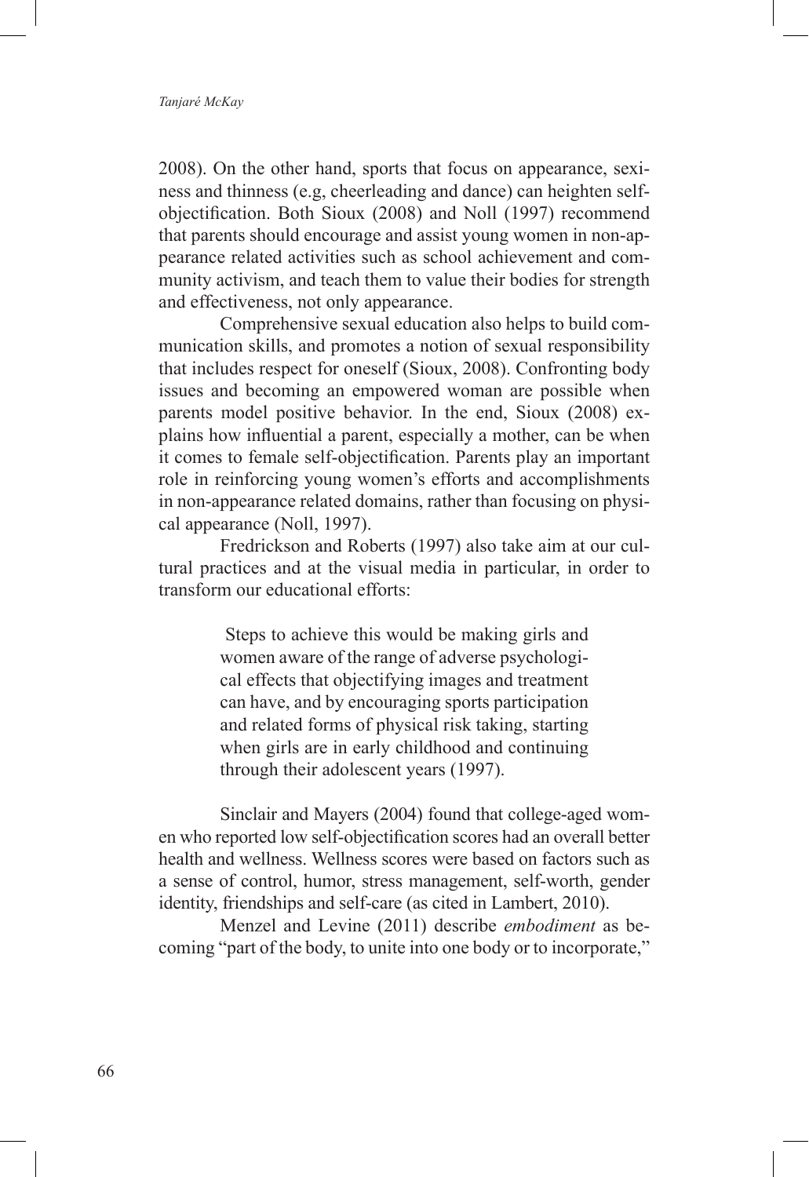2008). On the other hand, sports that focus on appearance, sexiness and thinness (e.g, cheerleading and dance) can heighten self-objectification. Both Sioux (2008) and Noll (1997) recommend that parents should encourage and assist young women in non-appearance related activities such as school achievement and community activism, and teach them to value their bodies for strength and effectiveness, not only appearance.

Comprehensive sexual education also helps to build communication skills, and promotes a notion of sexual responsibility that includes respect for oneself (Sioux, 2008). Confronting body issues and becoming an empowered woman are possible when parents model positive behavior. In the end, Sioux (2008) explains how influential a parent, especially a mother, can be when it comes to female self-objectification. Parents play an important role in reinforcing young women's efforts and accomplishments in non-appearance related domains, rather than focusing on physical appearance (Noll, 1997).

Fredrickson and Roberts (1997) also take aim at our cultural practices and at the visual media in particular, in order to transform our educational efforts:

> Steps to achieve this would be making girls and women aware of the range of adverse psychological effects that objectifying images and treatment can have, and by encouraging sports participation and related forms of physical risk taking, starting when girls are in early childhood and continuing through their adolescent years (1997).

Sinclair and Mayers (2004) found that college-aged women who reported low self-objectification scores had an overall better health and wellness. Wellness scores were based on factors such as a sense of control, humor, stress management, self-worth, gender identity, friendships and self-care (as cited in Lambert, 2010).

Menzel and Levine (2011) describe *embodiment* as becoming "part of the body, to unite into one body or to incorporate,"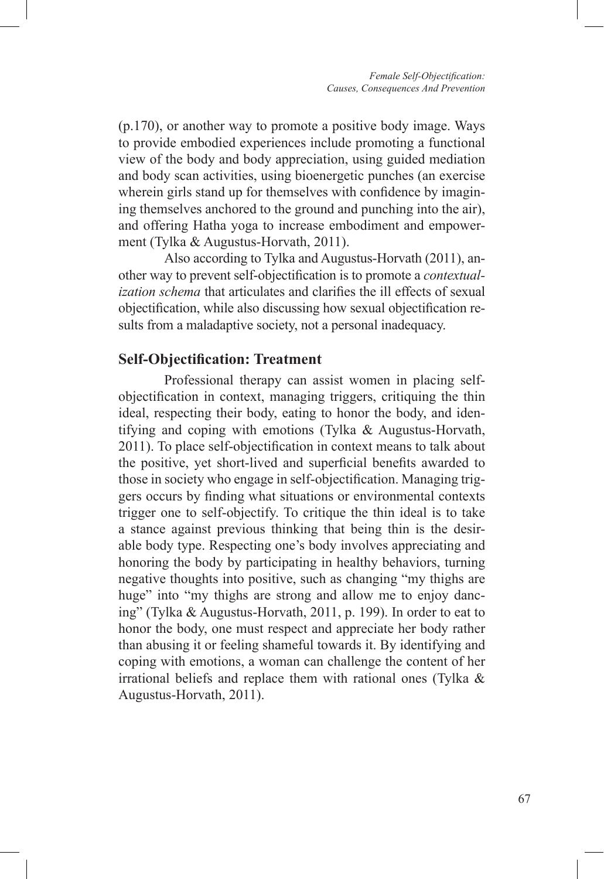(p.170), or another way to promote a positive body image. Ways to provide embodied experiences include promoting a functional view of the body and body appreciation, using guided mediation and body scan activities, using bioenergetic punches (an exercise wherein girls stand up for themselves with confidence by imagining themselves anchored to the ground and punching into the air), and offering Hatha yoga to increase embodiment and empowerment (Tylka & Augustus-Horvath, 2011).

Also according to Tylka and Augustus-Horvath (2011), another way to prevent self-objectification is to promote a *contextualization schema* that articulates and clarifies the ill effects of sexual objectification, while also discussing how sexual objectification results from a maladaptive society, not a personal inadequacy.

## Self-Objectification: Treatment

Professional therapy can assist women in placing self-objectification in context, managing triggers, critiquing the thin ideal, respecting their body, eating to honor the body, and identifying and coping with emotions (Tylka & Augustus-Horvath, 2011). To place self-objectification in context means to talk about the positive, yet short-lived and superficial benefits awarded to those in society who engage in self-objectification. Managing triggers occurs by finding what situations or environmental contexts trigger one to self-objectify. To critique the thin ideal is to take a stance against previous thinking that being thin is the desirable body type. Respecting one's body involves appreciating and honoring the body by participating in healthy behaviors, turning negative thoughts into positive, such as changing "my thighs are huge" into "my thighs are strong and allow me to enjoy dancing" (Tylka & Augustus-Horvath, 2011, p. 199). In order to eat to honor the body, one must respect and appreciate her body rather than abusing it or feeling shameful towards it. By identifying and coping with emotions, a woman can challenge the content of her irrational beliefs and replace them with rational ones (Tylka & Augustus-Horvath, 2011).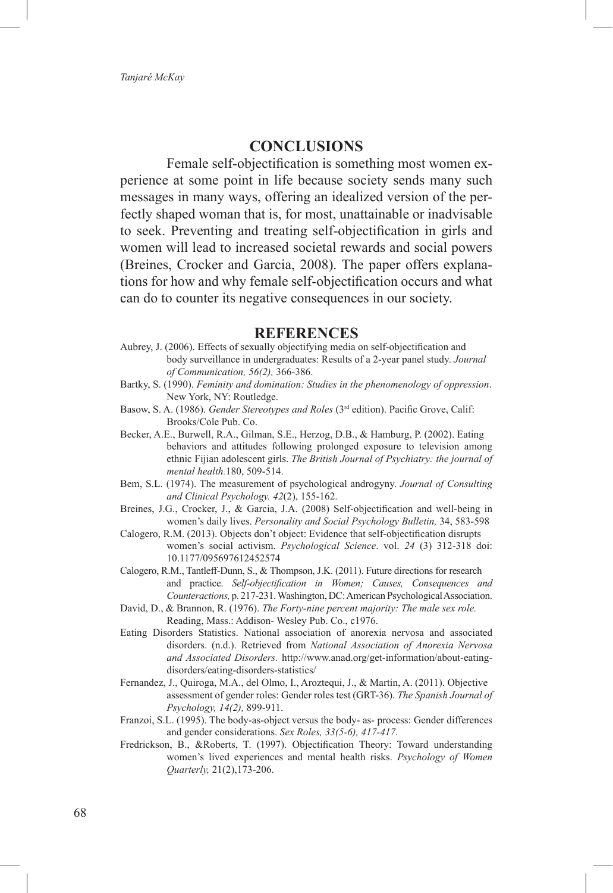## CONCLUSIONS

Female self-objectification is something most women experience at some point in life because society sends many such messages in many ways, offering an idealized version of the perfectly shaped woman that is, for most, unattainable or inadvisable to seek. Preventing and treating self-objectification in girls and women will lead to increased societal rewards and social powers (Breines, Crocker and Garcia, 2008). The paper offers explanations for how and why female self-objectification occurs and what can do to counter its negative consequences in our society.

## REFERENCES

Aubrey, J. (2006). Effects of sexually objectifying media on self-objectification and body surveillance in undergraduates: Results of a 2-year panel study. *Journal of Communication, 56(2),* 366-386.

Bartky, S. (1990). *Feminity and domination: Studies in the phenomenology of oppression*. New York, NY: Routledge.

Basow, S. A. (1986). *Gender Stereotypes and Roles* (3rd edition). Pacific Grove, Calif: Brooks/Cole Pub. Co.

Becker, A.E., Burwell, R.A., Gilman, S.E., Herzog, D.B., & Hamburg, P. (2002). Eating behaviors and attitudes following prolonged exposure to television among ethnic Fijian adolescent girls. *The British Journal of Psychiatry: the journal of mental health.*180, 509-514.

Bem, S.L. (1974). The measurement of psychological androgyny. *Journal of Consulting and Clinical Psychology. 42*(2), 155-162.

Breines, J.G., Crocker, J., & Garcia, J.A. (2008) Self-objectification and well-being in women's daily lives. *Personality and Social Psychology Bulletin,* 34, 583-598

Calogero, R.M. (2013). Objects don't object: Evidence that self-objectification disrupts women's social activism. *Psychological Science*. vol. *24* (3) 312-318 doi: 10.1177/095697612452574

Calogero, R.M., Tantleff-Dunn, S., & Thompson, J.K. (2011). Future directions for research and practice. *Self-objectification in Women; Causes, Consequences and Counteractions,* p. 217-231. Washington, DC: American Psychological Association.

David, D., & Brannon, R. (1976). *The Forty-nine percent majority: The male sex role.* Reading, Mass.: Addison- Wesley Pub. Co., c1976.

Eating Disorders Statistics. National association of anorexia nervosa and associated disorders. (n.d.). Retrieved from *National Association of Anorexia Nervosa and Associated Disorders.* http://www.anad.org/get-information/about-eating-disorders/eating-disorders-statistics/

Fernandez, J., Quiroga, M.A., del Olmo, I., Aroztequi, J., & Martin, A. (2011). Objective assessment of gender roles: Gender roles test (GRT-36). *The Spanish Journal of Psychology, 14(2),* 899-911.

Franzoi, S.L. (1995). The body-as-object versus the body- as- process: Gender differences and gender considerations. *Sex Roles, 33(5-6), 417-417.*

Fredrickson, B., &Roberts, T. (1997). Objectification Theory: Toward understanding women's lived experiences and mental health risks. *Psychology of Women Quarterly,* 21(2),173-206.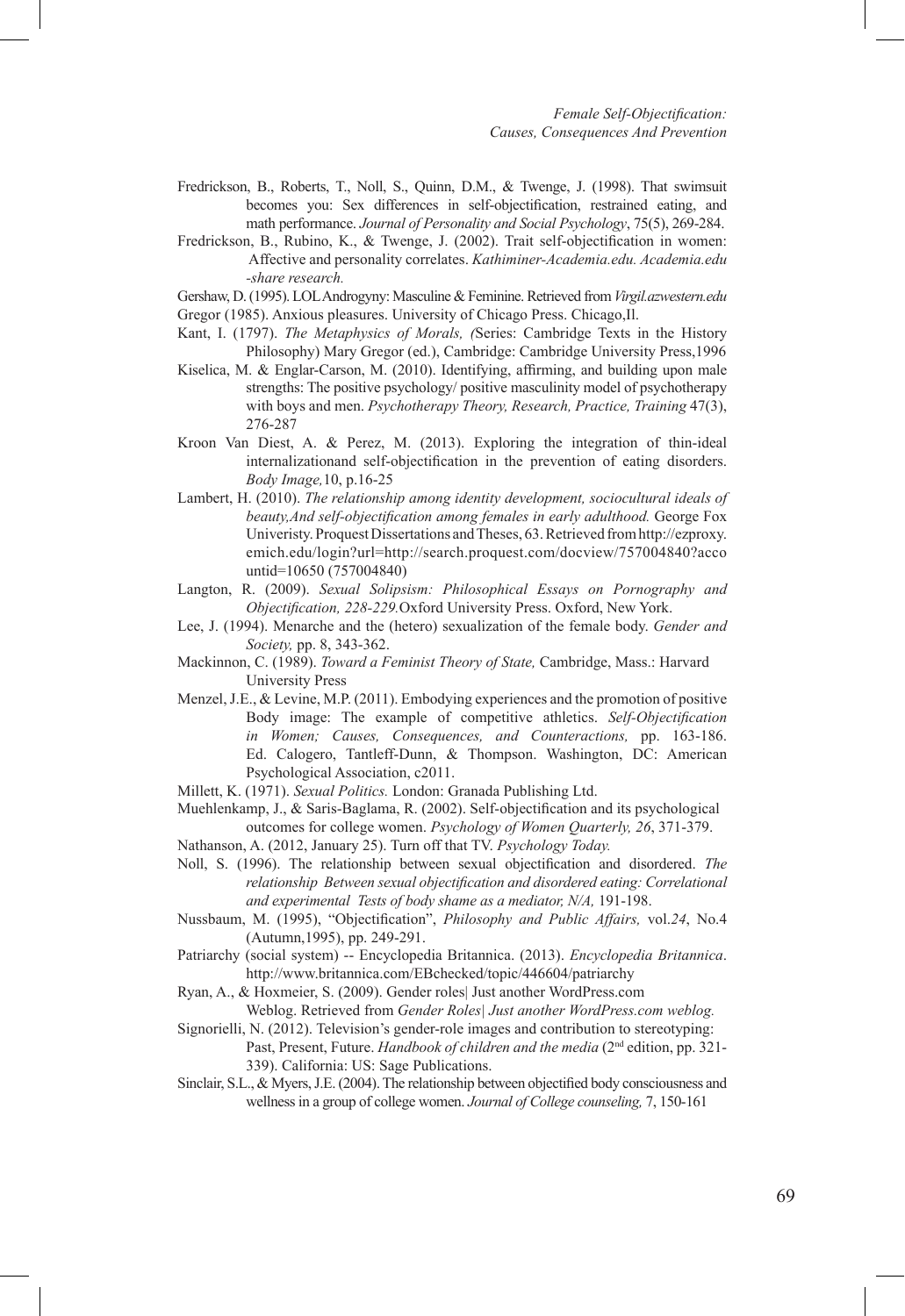Fredrickson, B., Roberts, T., Noll, S., Quinn, D.M., & Twenge, J. (1998). That swimsuit becomes you: Sex differences in self-objectification, restrained eating, and math performance. *Journal of Personality and Social Psychology*, 75(5), 269-284.

Fredrickson, B., Rubino, K., & Twenge, J. (2002). Trait self-objectification in women: Affective and personality correlates. *Kathiminer-Academia.edu. Academia.edu -share research.*

Gershaw, D. (1995). LOL Androgyny: Masculine & Feminine. Retrieved from *Virgil.azwestern.edu*

Gregor (1985). Anxious pleasures. University of Chicago Press. Chicago,Il.

Kant, I. (1797). *The Metaphysics of Morals, (*Series: Cambridge Texts in the History Philosophy) Mary Gregor (ed.), Cambridge: Cambridge University Press,1996

Kiselica, M. & Englar-Carson, M. (2010). Identifying, affirming, and building upon male strengths: The positive psychology/ positive masculinity model of psychotherapy with boys and men. *Psychotherapy Theory, Research, Practice, Training* 47(3), 276-287

Kroon Van Diest, A. & Perez, M. (2013). Exploring the integration of thin-ideal internalizationand self-objectification in the prevention of eating disorders. *Body Image,*10, p.16-25

Lambert, H. (2010). *The relationship among identity development, sociocultural ideals of beauty,And self-objectification among females in early adulthood.* George Fox Univeristy. Proquest Dissertations and Theses, 63. Retrieved from http://ezproxy.emich.edu/login?url=http://search.proquest.com/docview/757004840?accountid=10650 (757004840)

Langton, R. (2009). *Sexual Solipsism: Philosophical Essays on Pornography and Objectification, 228-229.*Oxford University Press. Oxford, New York.

Lee, J. (1994). Menarche and the (hetero) sexualization of the female body. *Gender and Society,* pp. 8, 343-362.

Mackinnon, C. (1989). *Toward a Feminist Theory of State,* Cambridge, Mass.: Harvard University Press

Menzel, J.E., & Levine, M.P. (2011). Embodying experiences and the promotion of positive Body image: The example of competitive athletics. *Self-Objectification in Women; Causes, Consequences, and Counteractions,* pp. 163-186. Ed. Calogero, Tantleff-Dunn, & Thompson. Washington, DC: American Psychological Association, c2011.

Millett, K. (1971). *Sexual Politics.* London: Granada Publishing Ltd.

Muehlenkamp, J., & Saris-Baglama, R. (2002). Self-objectification and its psychological outcomes for college women. *Psychology of Women Quarterly, 26*, 371-379.

Nathanson, A. (2012, January 25). Turn off that TV. *Psychology Today.*

Noll, S. (1996). The relationship between sexual objectification and disordered. *The relationship Between sexual objectification and disordered eating: Correlational and experimental Tests of body shame as a mediator, N/A,* 191-198.

Nussbaum, M. (1995), "Objectification", *Philosophy and Public Affairs,* vol.*24*, No.4 (Autumn,1995), pp. 249-291.

Patriarchy (social system) -- Encyclopedia Britannica. (2013). *Encyclopedia Britannica*. http://www.britannica.com/EBchecked/topic/446604/patriarchy

Ryan, A., & Hoxmeier, S. (2009). Gender roles| Just another WordPress.com Weblog. Retrieved from *Gender Roles| Just another WordPress.com weblog.*

Signorielli, N. (2012). Television's gender-role images and contribution to stereotyping: Past, Present, Future. *Handbook of children and the media* (2nd edition, pp. 321-339). California: US: Sage Publications.

Sinclair, S.L., & Myers, J.E. (2004). The relationship between objectified body consciousness and wellness in a group of college women. *Journal of College counseling,* 7, 150-161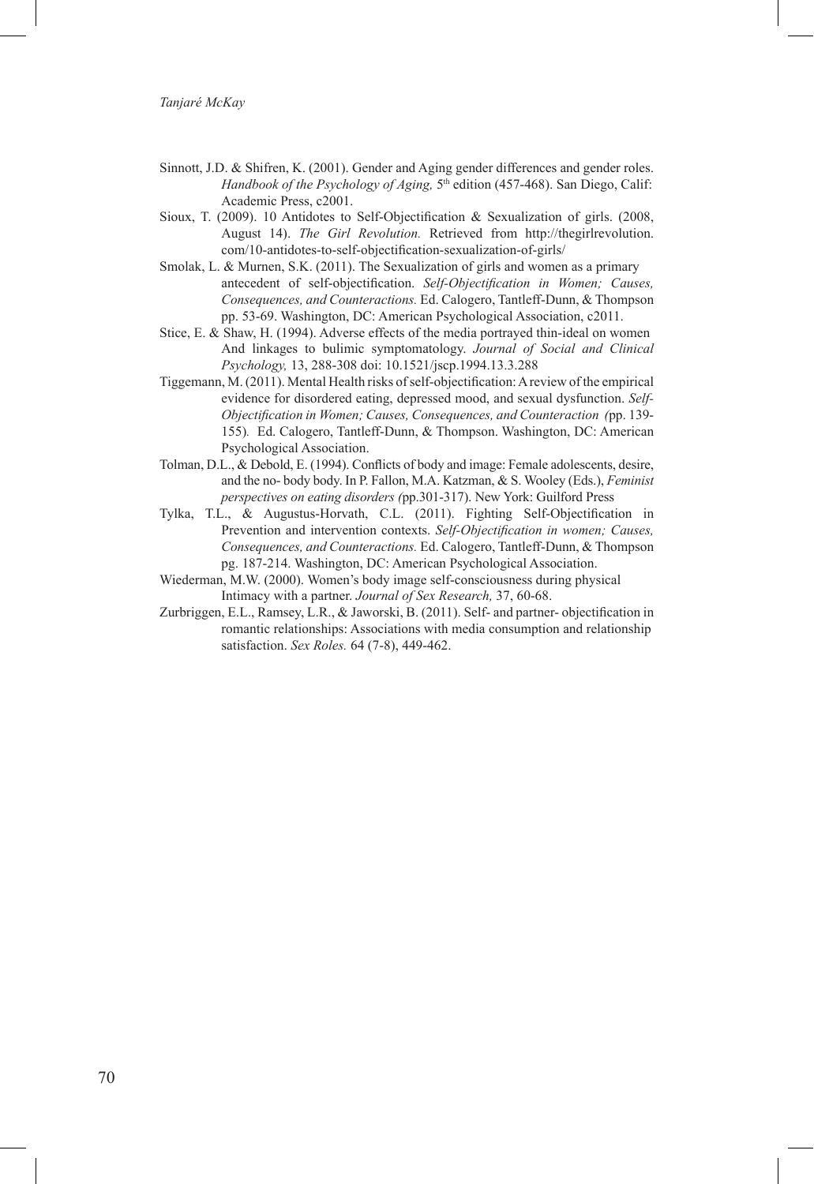Sinnott, J.D. & Shifren, K. (2001). Gender and Aging gender differences and gender roles. *Handbook of the Psychology of Aging,* 5th edition (457-468). San Diego, Calif: Academic Press, c2001.

Sioux, T. (2009). 10 Antidotes to Self-Objectification & Sexualization of girls. (2008, August 14). *The Girl Revolution.* Retrieved from http://thegirlrevolution.com/10-antidotes-to-self-objectification-sexualization-of-girls/

Smolak, L. & Murnen, S.K. (2011). The Sexualization of girls and women as a primary antecedent of self-objectification. *Self-Objectification in Women; Causes, Consequences, and Counteractions.* Ed. Calogero, Tantleff-Dunn, & Thompson pp. 53-69. Washington, DC: American Psychological Association, c2011.

Stice, E. & Shaw, H. (1994). Adverse effects of the media portrayed thin-ideal on women And linkages to bulimic symptomatology. *Journal of Social and Clinical Psychology,* 13, 288-308 doi: 10.1521/jscp.1994.13.3.288

Tiggemann, M. (2011). Mental Health risks of self-objectification: A review of the empirical evidence for disordered eating, depressed mood, and sexual dysfunction. *Self-Objectification in Women; Causes, Consequences, and Counteraction (*pp. 139-155)*.* Ed. Calogero, Tantleff-Dunn, & Thompson. Washington, DC: American Psychological Association.

Tolman, D.L., & Debold, E. (1994). Conflicts of body and image: Female adolescents, desire, and the no- body body. In P. Fallon, M.A. Katzman, & S. Wooley (Eds.), *Feminist perspectives on eating disorders (*pp.301-317). New York: Guilford Press

Tylka, T.L., & Augustus-Horvath, C.L. (2011). Fighting Self-Objectification in Prevention and intervention contexts. *Self-Objectification in women; Causes, Consequences, and Counteractions.* Ed. Calogero, Tantleff-Dunn, & Thompson pg. 187-214. Washington, DC: American Psychological Association.

Wiederman, M.W. (2000). Women's body image self-consciousness during physical Intimacy with a partner. *Journal of Sex Research,* 37, 60-68.

Zurbriggen, E.L., Ramsey, L.R., & Jaworski, B. (2011). Self- and partner- objectification in romantic relationships: Associations with media consumption and relationship satisfaction. *Sex Roles.* 64 (7-8), 449-462.